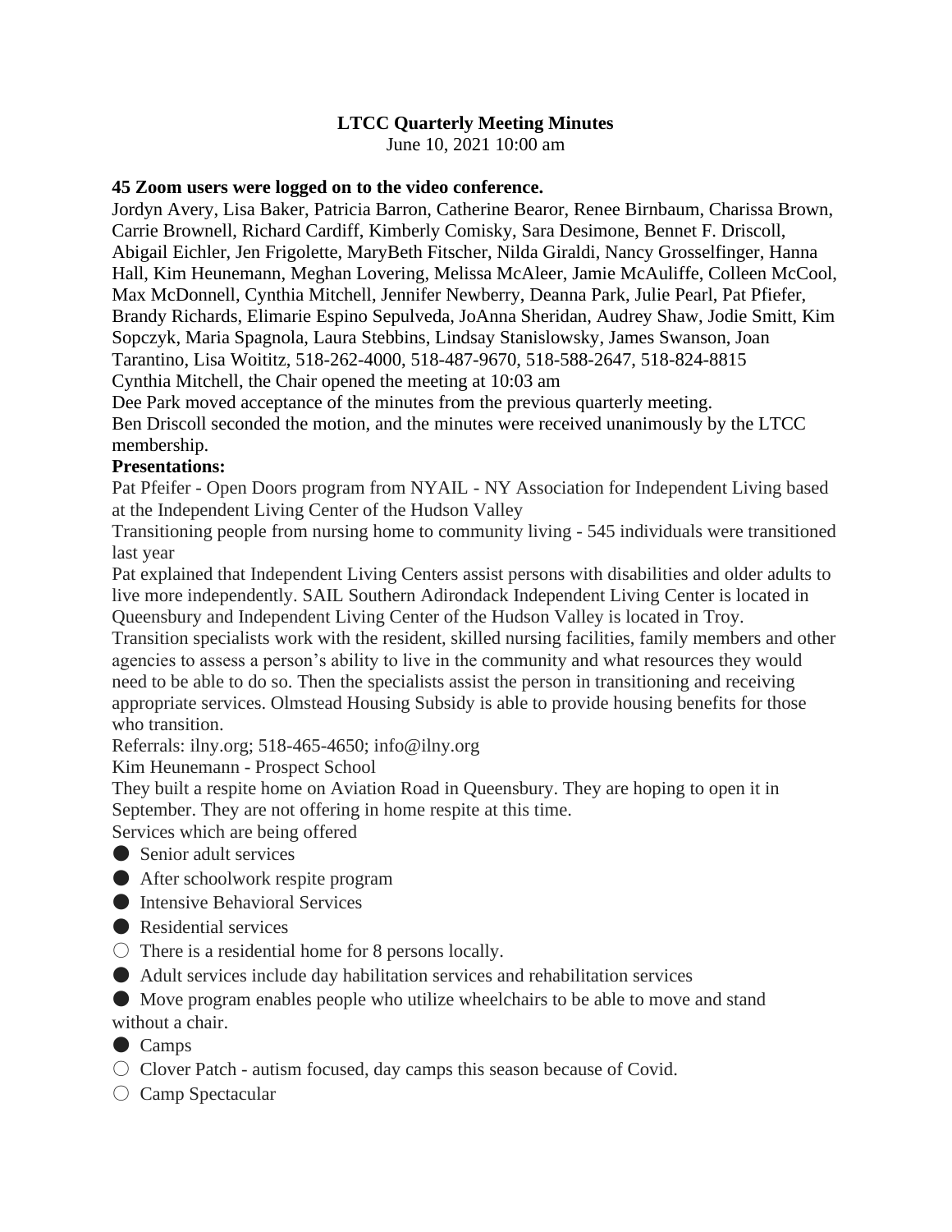# LTCC Quarterly Meeting Minutes

June 10, 2021 10:00 am

**45 Zoom users were logged on to the video conference.**

Jordyn Avery, Lisa Baker, Patricia Barron, Catherine Bearor, Renee Birnbaum, Charissa Brown, Carrie Brownell, Richard Cardiff, Kimberly Comisky, Sara Desimone, Bennet F. Driscoll, Abigail Eichler, Jen Frigolette, MaryBeth Fitscher, Nilda Giraldi, Nancy Grosselfinger, Hanna Hall, Kim Heunemann, Meghan Lovering, Melissa McAleer, Jamie McAuliffe, Colleen McCool, Max McDonnell, Cynthia Mitchell, Jennifer Newberry, Deanna Park, Julie Pearl, Pat Pfiefer, Brandy Richards, Elimarie Espino Sepulveda, JoAnna Sheridan, Audrey Shaw, Jodie Smitt, Kim Sopczyk, Maria Spagnola, Laura Stebbins, Lindsay Stanislowsky, James Swanson, Joan Tarantino, Lisa Woititz, 518-262-4000, 518-487-9670, 518-588-2647, 518-824-8815

Cynthia Mitchell, the Chair opened the meeting at 10:03 am

Dee Park moved acceptance of the minutes from the previous quarterly meeting.

Ben Driscoll seconded the motion, and the minutes were received unanimously by the LTCC membership.

**Presentations:**

Pat Pfeifer - Open Doors program from NYAIL - NY Association for Independent Living based at the Independent Living Center of the Hudson Valley

Transitioning people from nursing home to community living - 545 individuals were transitioned last year

Pat explained that Independent Living Centers assist persons with disabilities and older adults to live more independently. SAIL Southern Adirondack Independent Living Center is located in Queensbury and Independent Living Center of the Hudson Valley is located in Troy.

Transition specialists work with the resident, skilled nursing facilities, family members and other agencies to assess a person's ability to live in the community and what resources they would need to be able to do so. Then the specialists assist the person in transitioning and receiving appropriate services. Olmstead Housing Subsidy is able to provide housing benefits for those who transition.

Referrals: ilny.org; 518-465-4650; info@ilny.org

Kim Heunemann - Prospect School

They built a respite home on Aviation Road in Queensbury. They are hoping to open it in September. They are not offering in home respite at this time.

Services which are being offered

- Senior adult services
- After schoolwork respite program
- Intensive Behavioral Services
- Residential services
  - There is a residential home for 8 persons locally.
- Adult services include day habilitation services and rehabilitation services
- Move program enables people who utilize wheelchairs to be able to move and stand without a chair.
- Camps
  - Clover Patch - autism focused, day camps this season because of Covid.
  - Camp Spectacular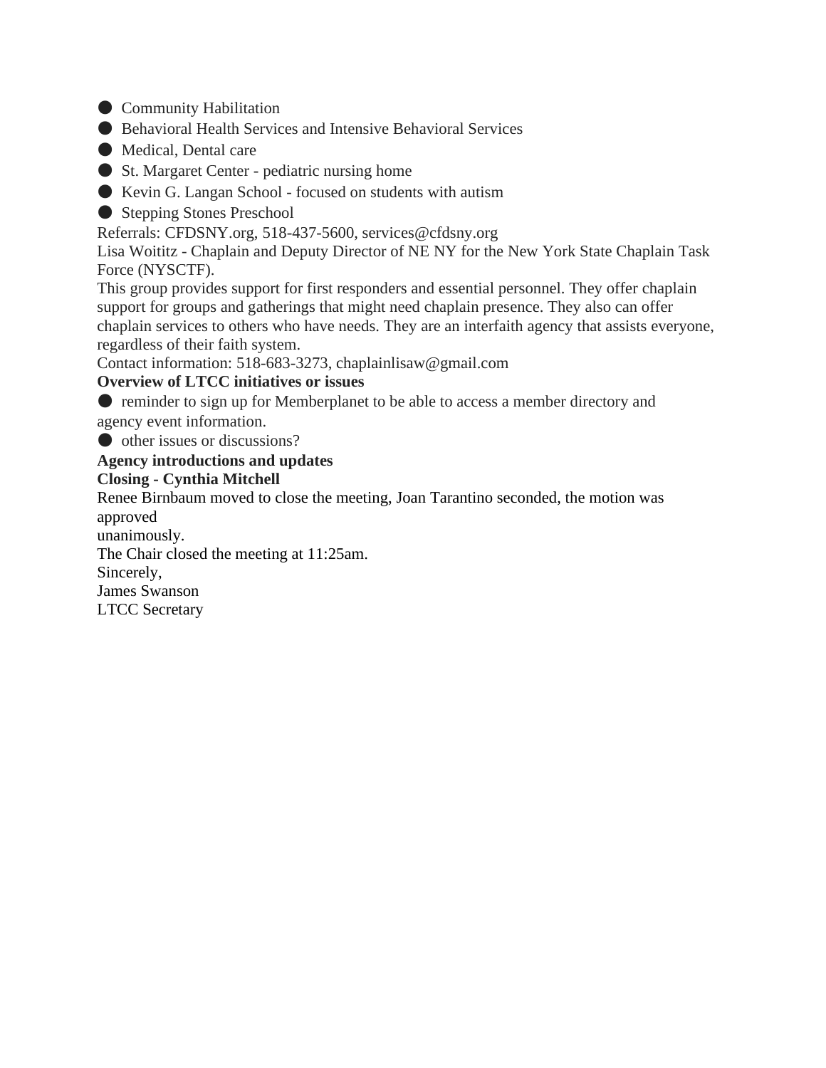- Community Habilitation
- Behavioral Health Services and Intensive Behavioral Services
- Medical, Dental care
- St. Margaret Center - pediatric nursing home
- Kevin G. Langan School - focused on students with autism
- Stepping Stones Preschool

Referrals: CFDSNY.org, 518-437-5600, services@cfdsny.org

Lisa Woititz - Chaplain and Deputy Director of NE NY for the New York State Chaplain Task Force (NYSCTF).

This group provides support for first responders and essential personnel. They offer chaplain support for groups and gatherings that might need chaplain presence. They also can offer chaplain services to others who have needs. They are an interfaith agency that assists everyone, regardless of their faith system.

Contact information: 518-683-3273, chaplainlisaw@gmail.com

**Overview of LTCC initiatives or issues**

- reminder to sign up for Memberplanet to be able to access a member directory and agency event information.
- other issues or discussions?

**Agency introductions and updates**

**Closing - Cynthia Mitchell**

Renee Birnbaum moved to close the meeting, Joan Tarantino seconded, the motion was approved unanimously.

The Chair closed the meeting at 11:25am.

Sincerely,

James Swanson

LTCC Secretary